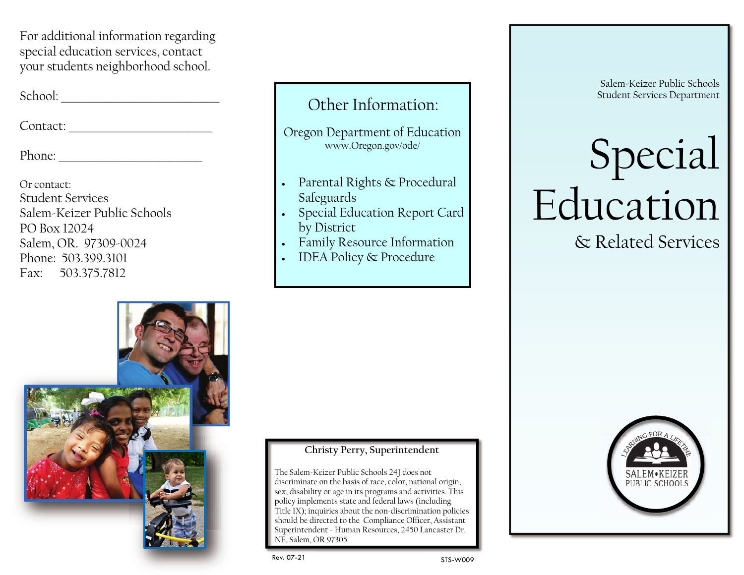For additional information regarding special education services, contact your students neighborhood school.

School: ___________________________

Contact: _________________________

Phone: __________________________

Or contact:
Student Services
Salem-Keizer Public Schools
PO Box 12024
Salem, OR. 97309-0024
Phone: 503.399.3101
Fax: 503.375.7812

## Other Information:

Oregon Department of Education
www.Oregon.gov/ode/

- Parental Rights & Procedural Safeguards
- Special Education Report Card by District
- Family Resource Information
- IDEA Policy & Procedure

**Christy Perry, Superintendent**

The Salem-Keizer Public Schools 24J does not discriminate on the basis of race, color, national origin, sex, disability or age in its programs and activities. This policy implements state and federal laws (including Title IX); inquiries about the non-discrimination policies should be directed to the Compliance Officer, Assistant Superintendent - Human Resources, 2450 Lancaster Dr. NE, Salem, OR 97305

Rev. 07-21

STS-W009

Salem-Keizer Public Schools
Student Services Department

# Special Education

## & Related Services

LEARNING FOR A LIFETIME
SALEM•KEIZER PUBLIC SCHOOLS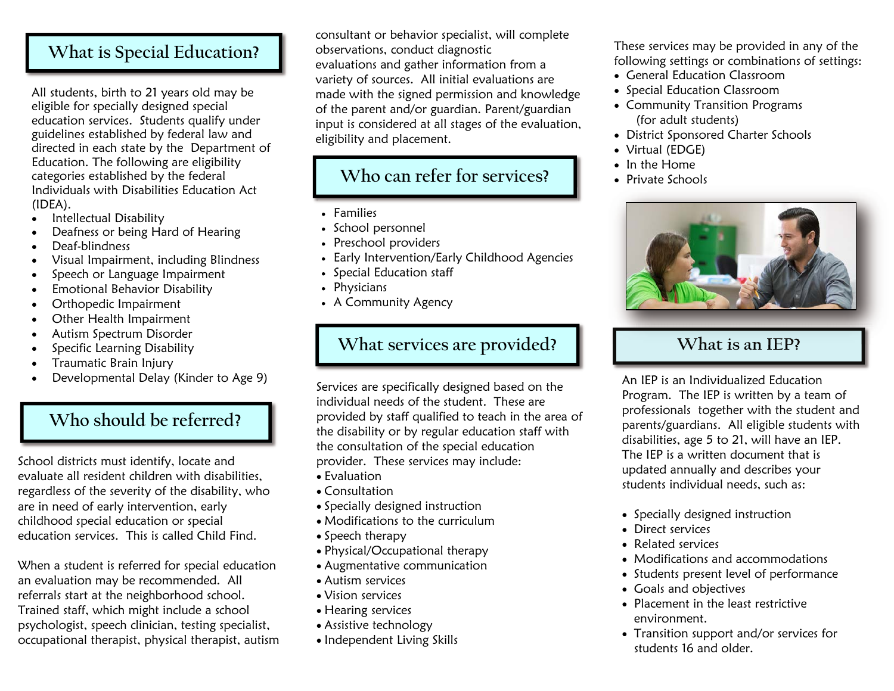## What is Special Education?

All students, birth to 21 years old may be eligible for specially designed special education services. Students qualify under guidelines established by federal law and directed in each state by the Department of Education. The following are eligibility categories established by the federal Individuals with Disabilities Education Act (IDEA).

- Intellectual Disability
- Deafness or being Hard of Hearing
- Deaf-blindness
- Visual Impairment, including Blindness
- Speech or Language Impairment
- Emotional Behavior Disability
- Orthopedic Impairment
- Other Health Impairment
- Autism Spectrum Disorder
- Specific Learning Disability
- Traumatic Brain Injury
- Developmental Delay (Kinder to Age 9)

## Who should be referred?

School districts must identify, locate and evaluate all resident children with disabilities, regardless of the severity of the disability, who are in need of early intervention, early childhood special education or special education services. This is called Child Find.

When a student is referred for special education an evaluation may be recommended. All referrals start at the neighborhood school. Trained staff, which might include a school psychologist, speech clinician, testing specialist, occupational therapist, physical therapist, autism consultant or behavior specialist, will complete observations, conduct diagnostic evaluations and gather information from a variety of sources. All initial evaluations are made with the signed permission and knowledge of the parent and/or guardian. Parent/guardian input is considered at all stages of the evaluation, eligibility and placement.

## Who can refer for services?

- Families
- School personnel
- Preschool providers
- Early Intervention/Early Childhood Agencies
- Special Education staff
- Physicians
- A Community Agency

## What services are provided?

Services are specifically designed based on the individual needs of the student. These are provided by staff qualified to teach in the area of the disability or by regular education staff with the consultation of the special education provider. These services may include:

- Evaluation
- Consultation
- Specially designed instruction
- Modifications to the curriculum
- Speech therapy
- Physical/Occupational therapy
- Augmentative communication
- Autism services
- Vision services
- Hearing services
- Assistive technology
- Independent Living Skills

These services may be provided in any of the following settings or combinations of settings:

- General Education Classroom
- Special Education Classroom
- Community Transition Programs (for adult students)
- District Sponsored Charter Schools
- Virtual (EDGE)
- In the Home
- Private Schools

## What is an IEP?

An IEP is an Individualized Education Program. The IEP is written by a team of professionals together with the student and parents/guardians. All eligible students with disabilities, age 5 to 21, will have an IEP. The IEP is a written document that is updated annually and describes your students individual needs, such as:

- Specially designed instruction
- Direct services
- Related services
- Modifications and accommodations
- Students present level of performance
- Goals and objectives
- Placement in the least restrictive environment.
- Transition support and/or services for students 16 and older.